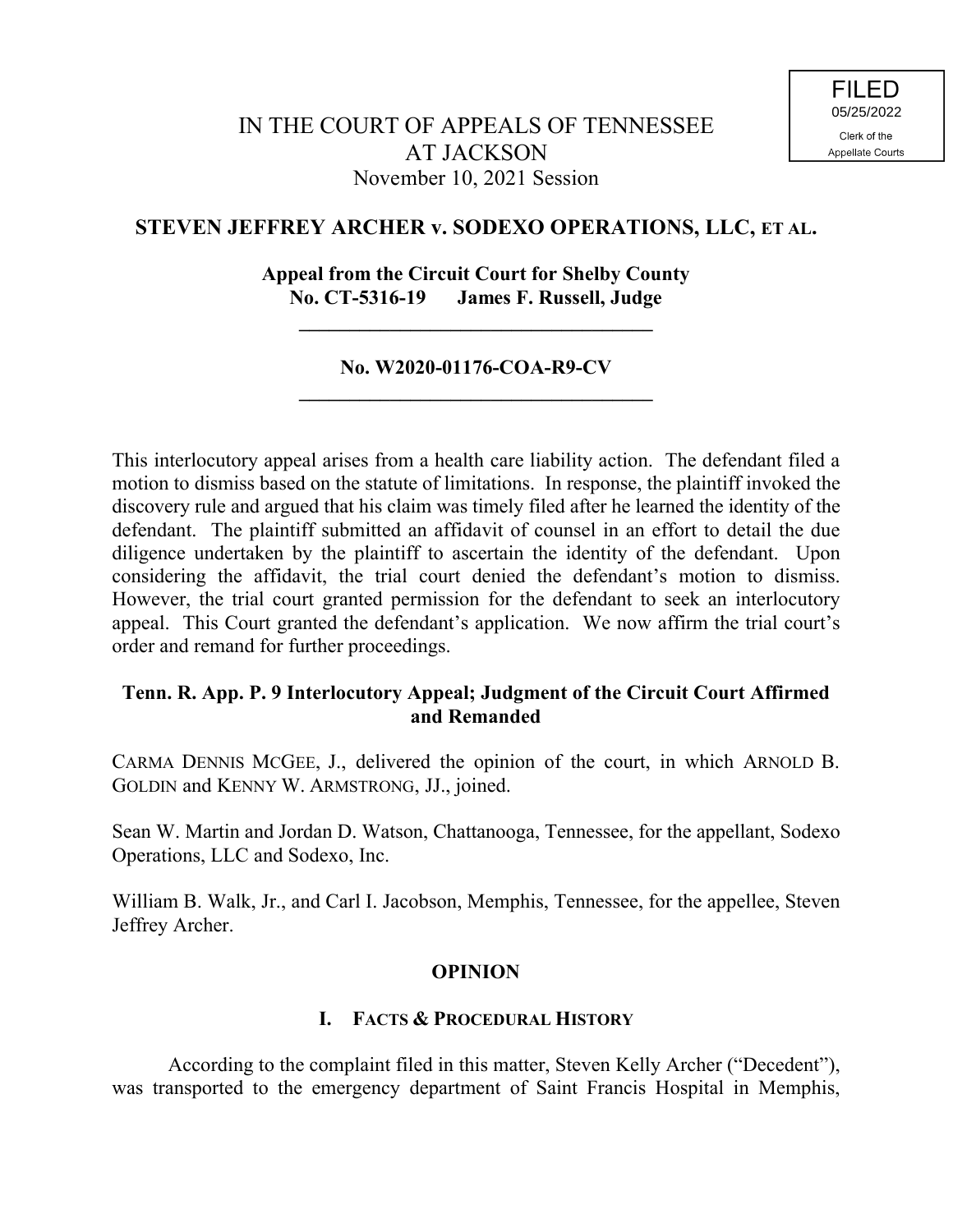FILED
05/25/2022
Clerk of the
Appellate Courts

IN THE COURT OF APPEALS OF TENNESSEE
AT JACKSON
November 10, 2021 Session

**STEVEN JEFFREY ARCHER v. SODEXO OPERATIONS, LLC, ET AL.**

**Appeal from the Circuit Court for Shelby County**
**No. CT-5316-19 James F. Russell, Judge**

---

**No. W2020-01176-COA-R9-CV**

---

This interlocutory appeal arises from a health care liability action. The defendant filed a motion to dismiss based on the statute of limitations. In response, the plaintiff invoked the discovery rule and argued that his claim was timely filed after he learned the identity of the defendant. The plaintiff submitted an affidavit of counsel in an effort to detail the due diligence undertaken by the plaintiff to ascertain the identity of the defendant. Upon considering the affidavit, the trial court denied the defendant's motion to dismiss. However, the trial court granted permission for the defendant to seek an interlocutory appeal. This Court granted the defendant's application. We now affirm the trial court's order and remand for further proceedings.

**Tenn. R. App. P. 9 Interlocutory Appeal; Judgment of the Circuit Court Affirmed and Remanded**

CARMA DENNIS MCGEE, J., delivered the opinion of the court, in which ARNOLD B. GOLDIN and KENNY W. ARMSTRONG, JJ., joined.

Sean W. Martin and Jordan D. Watson, Chattanooga, Tennessee, for the appellant, Sodexo Operations, LLC and Sodexo, Inc.

William B. Walk, Jr., and Carl I. Jacobson, Memphis, Tennessee, for the appellee, Steven Jeffrey Archer.

## OPINION

### I. FACTS & PROCEDURAL HISTORY

According to the complaint filed in this matter, Steven Kelly Archer ("Decedent"), was transported to the emergency department of Saint Francis Hospital in Memphis,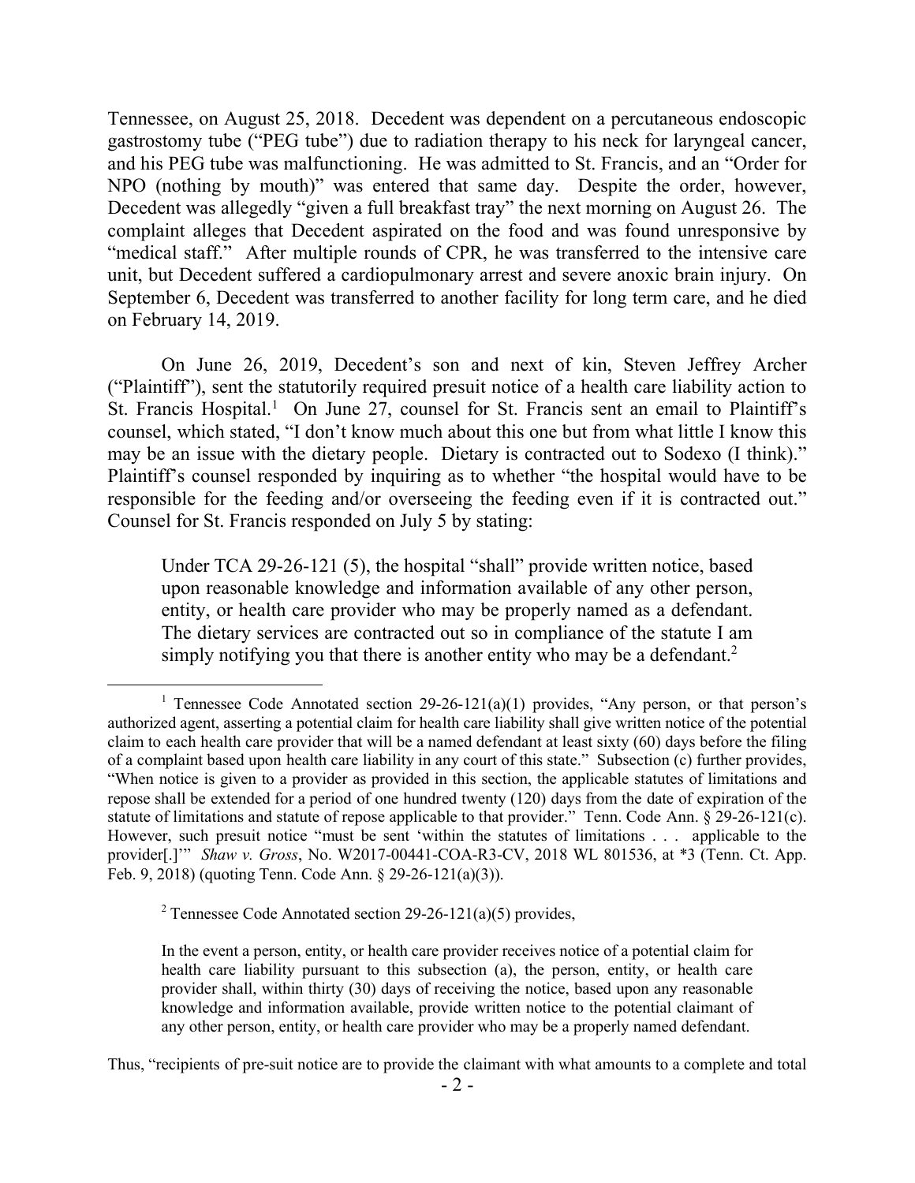Tennessee, on August 25, 2018. Decedent was dependent on a percutaneous endoscopic gastrostomy tube ("PEG tube") due to radiation therapy to his neck for laryngeal cancer, and his PEG tube was malfunctioning. He was admitted to St. Francis, and an "Order for NPO (nothing by mouth)" was entered that same day. Despite the order, however, Decedent was allegedly "given a full breakfast tray" the next morning on August 26. The complaint alleges that Decedent aspirated on the food and was found unresponsive by "medical staff." After multiple rounds of CPR, he was transferred to the intensive care unit, but Decedent suffered a cardiopulmonary arrest and severe anoxic brain injury. On September 6, Decedent was transferred to another facility for long term care, and he died on February 14, 2019.

On June 26, 2019, Decedent's son and next of kin, Steven Jeffrey Archer ("Plaintiff"), sent the statutorily required presuit notice of a health care liability action to St. Francis Hospital.[1] On June 27, counsel for St. Francis sent an email to Plaintiff's counsel, which stated, "I don't know much about this one but from what little I know this may be an issue with the dietary people. Dietary is contracted out to Sodexo (I think)." Plaintiff's counsel responded by inquiring as to whether "the hospital would have to be responsible for the feeding and/or overseeing the feeding even if it is contracted out." Counsel for St. Francis responded on July 5 by stating:

> Under TCA 29-26-121 (5), the hospital "shall" provide written notice, based upon reasonable knowledge and information available of any other person, entity, or health care provider who may be properly named as a defendant. The dietary services are contracted out so in compliance of the statute I am simply notifying you that there is another entity who may be a defendant.[2]

---

[1] Tennessee Code Annotated section 29-26-121(a)(1) provides, "Any person, or that person's authorized agent, asserting a potential claim for health care liability shall give written notice of the potential claim to each health care provider that will be a named defendant at least sixty (60) days before the filing of a complaint based upon health care liability in any court of this state." Subsection (c) further provides, "When notice is given to a provider as provided in this section, the applicable statutes of limitations and repose shall be extended for a period of one hundred twenty (120) days from the date of expiration of the statute of limitations and statute of repose applicable to that provider." Tenn. Code Ann. § 29-26-121(c). However, such presuit notice "must be sent 'within the statutes of limitations . . . applicable to the provider[.]'" *Shaw v. Gross*, No. W2017-00441-COA-R3-CV, 2018 WL 801536, at *3 (Tenn. Ct. App. Feb. 9, 2018) (quoting Tenn. Code Ann. § 29-26-121(a)(3)).

[2] Tennessee Code Annotated section 29-26-121(a)(5) provides,

> In the event a person, entity, or health care provider receives notice of a potential claim for health care liability pursuant to this subsection (a), the person, entity, or health care provider shall, within thirty (30) days of receiving the notice, based upon any reasonable knowledge and information available, provide written notice to the potential claimant of any other person, entity, or health care provider who may be a properly named defendant.

Thus, "recipients of pre-suit notice are to provide the claimant with what amounts to a complete and total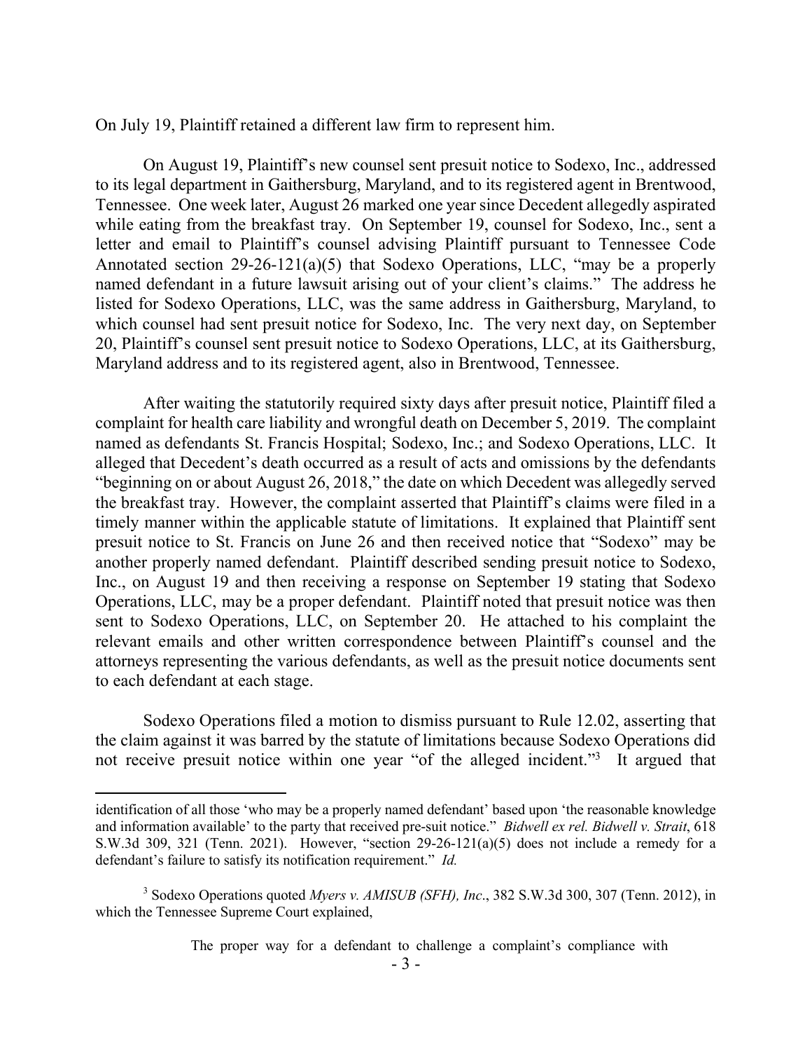On July 19, Plaintiff retained a different law firm to represent him.

On August 19, Plaintiff's new counsel sent presuit notice to Sodexo, Inc., addressed to its legal department in Gaithersburg, Maryland, and to its registered agent in Brentwood, Tennessee. One week later, August 26 marked one year since Decedent allegedly aspirated while eating from the breakfast tray. On September 19, counsel for Sodexo, Inc., sent a letter and email to Plaintiff's counsel advising Plaintiff pursuant to Tennessee Code Annotated section 29-26-121(a)(5) that Sodexo Operations, LLC, "may be a properly named defendant in a future lawsuit arising out of your client's claims." The address he listed for Sodexo Operations, LLC, was the same address in Gaithersburg, Maryland, to which counsel had sent presuit notice for Sodexo, Inc. The very next day, on September 20, Plaintiff's counsel sent presuit notice to Sodexo Operations, LLC, at its Gaithersburg, Maryland address and to its registered agent, also in Brentwood, Tennessee.

After waiting the statutorily required sixty days after presuit notice, Plaintiff filed a complaint for health care liability and wrongful death on December 5, 2019. The complaint named as defendants St. Francis Hospital; Sodexo, Inc.; and Sodexo Operations, LLC. It alleged that Decedent's death occurred as a result of acts and omissions by the defendants "beginning on or about August 26, 2018," the date on which Decedent was allegedly served the breakfast tray. However, the complaint asserted that Plaintiff's claims were filed in a timely manner within the applicable statute of limitations. It explained that Plaintiff sent presuit notice to St. Francis on June 26 and then received notice that "Sodexo" may be another properly named defendant. Plaintiff described sending presuit notice to Sodexo, Inc., on August 19 and then receiving a response on September 19 stating that Sodexo Operations, LLC, may be a proper defendant. Plaintiff noted that presuit notice was then sent to Sodexo Operations, LLC, on September 20. He attached to his complaint the relevant emails and other written correspondence between Plaintiff's counsel and the attorneys representing the various defendants, as well as the presuit notice documents sent to each defendant at each stage.

Sodexo Operations filed a motion to dismiss pursuant to Rule 12.02, asserting that the claim against it was barred by the statute of limitations because Sodexo Operations did not receive presuit notice within one year "of the alleged incident."[3] It argued that

---

identification of all those 'who may be a properly named defendant' based upon 'the reasonable knowledge and information available' to the party that received pre-suit notice." *Bidwell ex rel. Bidwell v. Strait*, 618 S.W.3d 309, 321 (Tenn. 2021). However, "section 29-26-121(a)(5) does not include a remedy for a defendant's failure to satisfy its notification requirement." *Id.*

[3] Sodexo Operations quoted *Myers v. AMISUB (SFH), Inc.*, 382 S.W.3d 300, 307 (Tenn. 2012), in which the Tennessee Supreme Court explained,

> The proper way for a defendant to challenge a complaint's compliance with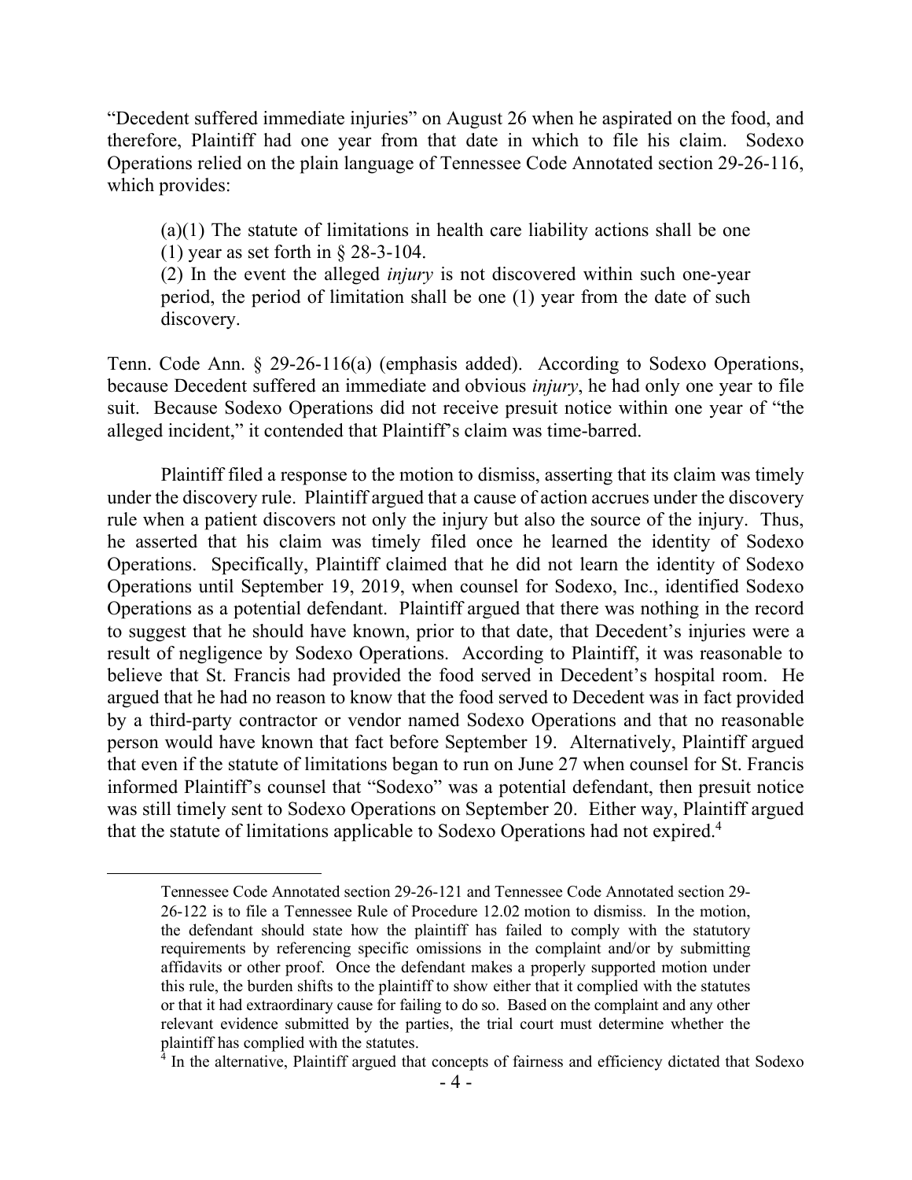"Decedent suffered immediate injuries" on August 26 when he aspirated on the food, and therefore, Plaintiff had one year from that date in which to file his claim. Sodexo Operations relied on the plain language of Tennessee Code Annotated section 29-26-116, which provides:

> (a)(1) The statute of limitations in health care liability actions shall be one (1) year as set forth in § 28-3-104.
>
> (2) In the event the alleged *injury* is not discovered within such one-year period, the period of limitation shall be one (1) year from the date of such discovery.

Tenn. Code Ann. § 29-26-116(a) (emphasis added). According to Sodexo Operations, because Decedent suffered an immediate and obvious *injury*, he had only one year to file suit. Because Sodexo Operations did not receive presuit notice within one year of "the alleged incident," it contended that Plaintiff's claim was time-barred.

Plaintiff filed a response to the motion to dismiss, asserting that its claim was timely under the discovery rule. Plaintiff argued that a cause of action accrues under the discovery rule when a patient discovers not only the injury but also the source of the injury. Thus, he asserted that his claim was timely filed once he learned the identity of Sodexo Operations. Specifically, Plaintiff claimed that he did not learn the identity of Sodexo Operations until September 19, 2019, when counsel for Sodexo, Inc., identified Sodexo Operations as a potential defendant. Plaintiff argued that there was nothing in the record to suggest that he should have known, prior to that date, that Decedent's injuries were a result of negligence by Sodexo Operations. According to Plaintiff, it was reasonable to believe that St. Francis had provided the food served in Decedent's hospital room. He argued that he had no reason to know that the food served to Decedent was in fact provided by a third-party contractor or vendor named Sodexo Operations and that no reasonable person would have known that fact before September 19. Alternatively, Plaintiff argued that even if the statute of limitations began to run on June 27 when counsel for St. Francis informed Plaintiff's counsel that "Sodexo" was a potential defendant, then presuit notice was still timely sent to Sodexo Operations on September 20. Either way, Plaintiff argued that the statute of limitations applicable to Sodexo Operations had not expired.[4]

---

> Tennessee Code Annotated section 29-26-121 and Tennessee Code Annotated section 29-26-122 is to file a Tennessee Rule of Procedure 12.02 motion to dismiss. In the motion, the defendant should state how the plaintiff has failed to comply with the statutory requirements by referencing specific omissions in the complaint and/or by submitting affidavits or other proof. Once the defendant makes a properly supported motion under this rule, the burden shifts to the plaintiff to show either that it complied with the statutes or that it had extraordinary cause for failing to do so. Based on the complaint and any other relevant evidence submitted by the parties, the trial court must determine whether the plaintiff has complied with the statutes.

[4] In the alternative, Plaintiff argued that concepts of fairness and efficiency dictated that Sodexo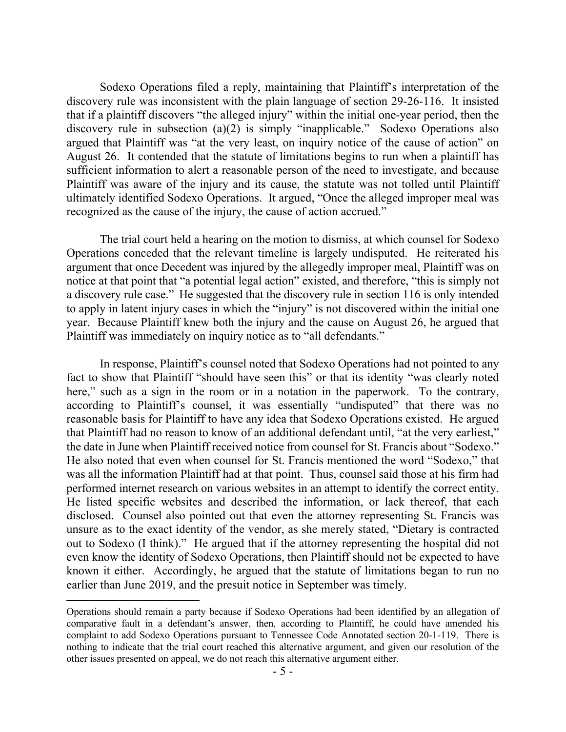Sodexo Operations filed a reply, maintaining that Plaintiff's interpretation of the discovery rule was inconsistent with the plain language of section 29-26-116. It insisted that if a plaintiff discovers "the alleged injury" within the initial one-year period, then the discovery rule in subsection (a)(2) is simply "inapplicable." Sodexo Operations also argued that Plaintiff was "at the very least, on inquiry notice of the cause of action" on August 26. It contended that the statute of limitations begins to run when a plaintiff has sufficient information to alert a reasonable person of the need to investigate, and because Plaintiff was aware of the injury and its cause, the statute was not tolled until Plaintiff ultimately identified Sodexo Operations. It argued, "Once the alleged improper meal was recognized as the cause of the injury, the cause of action accrued."

The trial court held a hearing on the motion to dismiss, at which counsel for Sodexo Operations conceded that the relevant timeline is largely undisputed. He reiterated his argument that once Decedent was injured by the allegedly improper meal, Plaintiff was on notice at that point that "a potential legal action" existed, and therefore, "this is simply not a discovery rule case." He suggested that the discovery rule in section 116 is only intended to apply in latent injury cases in which the "injury" is not discovered within the initial one year. Because Plaintiff knew both the injury and the cause on August 26, he argued that Plaintiff was immediately on inquiry notice as to "all defendants."

In response, Plaintiff's counsel noted that Sodexo Operations had not pointed to any fact to show that Plaintiff "should have seen this" or that its identity "was clearly noted here," such as a sign in the room or in a notation in the paperwork. To the contrary, according to Plaintiff's counsel, it was essentially "undisputed" that there was no reasonable basis for Plaintiff to have any idea that Sodexo Operations existed. He argued that Plaintiff had no reason to know of an additional defendant until, "at the very earliest," the date in June when Plaintiff received notice from counsel for St. Francis about "Sodexo." He also noted that even when counsel for St. Francis mentioned the word "Sodexo," that was all the information Plaintiff had at that point. Thus, counsel said those at his firm had performed internet research on various websites in an attempt to identify the correct entity. He listed specific websites and described the information, or lack thereof, that each disclosed. Counsel also pointed out that even the attorney representing St. Francis was unsure as to the exact identity of the vendor, as she merely stated, "Dietary is contracted out to Sodexo (I think)." He argued that if the attorney representing the hospital did not even know the identity of Sodexo Operations, then Plaintiff should not be expected to have known it either. Accordingly, he argued that the statute of limitations began to run no earlier than June 2019, and the presuit notice in September was timely.

---

Operations should remain a party because if Sodexo Operations had been identified by an allegation of comparative fault in a defendant's answer, then, according to Plaintiff, he could have amended his complaint to add Sodexo Operations pursuant to Tennessee Code Annotated section 20-1-119. There is nothing to indicate that the trial court reached this alternative argument, and given our resolution of the other issues presented on appeal, we do not reach this alternative argument either.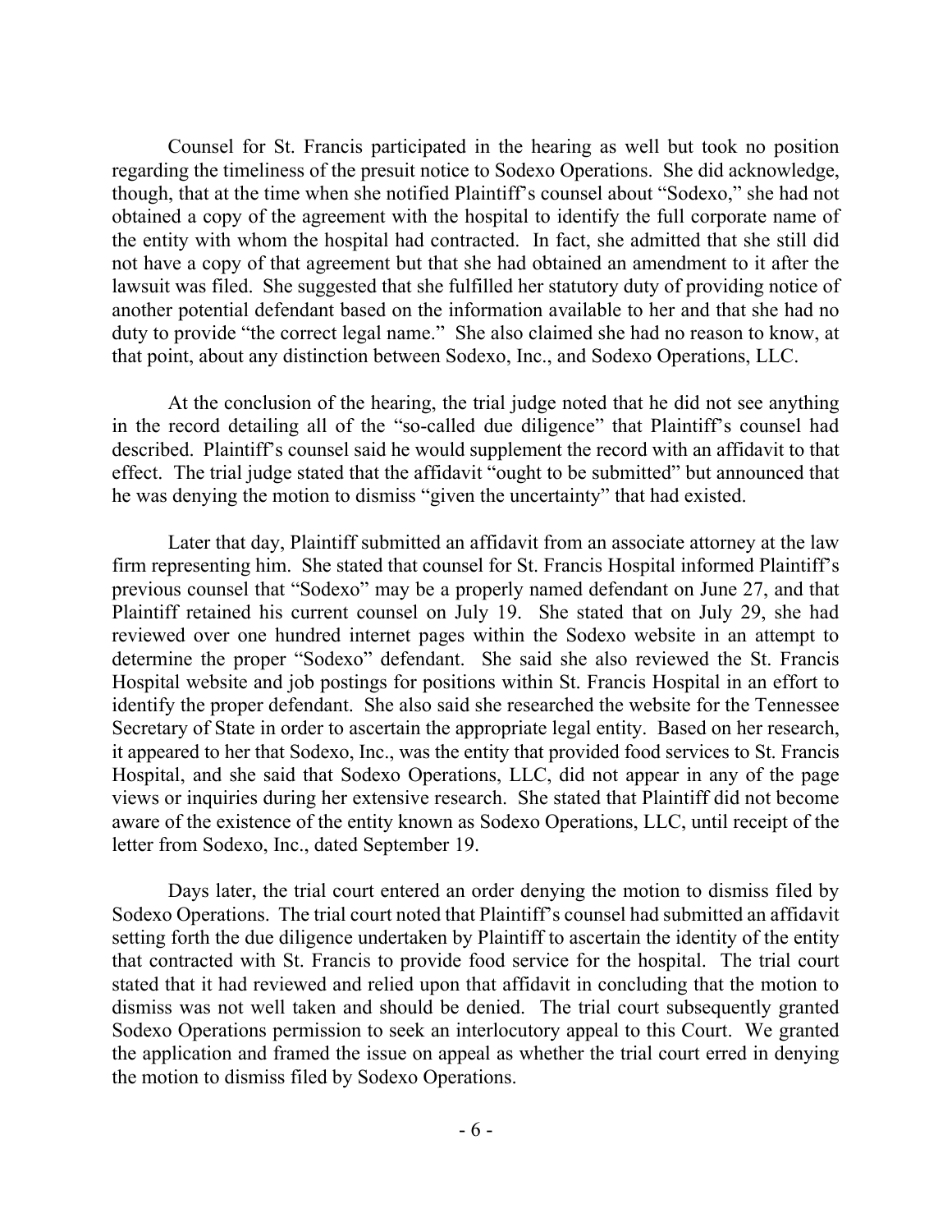Counsel for St. Francis participated in the hearing as well but took no position regarding the timeliness of the presuit notice to Sodexo Operations. She did acknowledge, though, that at the time when she notified Plaintiff's counsel about "Sodexo," she had not obtained a copy of the agreement with the hospital to identify the full corporate name of the entity with whom the hospital had contracted. In fact, she admitted that she still did not have a copy of that agreement but that she had obtained an amendment to it after the lawsuit was filed. She suggested that she fulfilled her statutory duty of providing notice of another potential defendant based on the information available to her and that she had no duty to provide "the correct legal name." She also claimed she had no reason to know, at that point, about any distinction between Sodexo, Inc., and Sodexo Operations, LLC.

At the conclusion of the hearing, the trial judge noted that he did not see anything in the record detailing all of the "so-called due diligence" that Plaintiff's counsel had described. Plaintiff's counsel said he would supplement the record with an affidavit to that effect. The trial judge stated that the affidavit "ought to be submitted" but announced that he was denying the motion to dismiss "given the uncertainty" that had existed.

Later that day, Plaintiff submitted an affidavit from an associate attorney at the law firm representing him. She stated that counsel for St. Francis Hospital informed Plaintiff's previous counsel that "Sodexo" may be a properly named defendant on June 27, and that Plaintiff retained his current counsel on July 19. She stated that on July 29, she had reviewed over one hundred internet pages within the Sodexo website in an attempt to determine the proper "Sodexo" defendant. She said she also reviewed the St. Francis Hospital website and job postings for positions within St. Francis Hospital in an effort to identify the proper defendant. She also said she researched the website for the Tennessee Secretary of State in order to ascertain the appropriate legal entity. Based on her research, it appeared to her that Sodexo, Inc., was the entity that provided food services to St. Francis Hospital, and she said that Sodexo Operations, LLC, did not appear in any of the page views or inquiries during her extensive research. She stated that Plaintiff did not become aware of the existence of the entity known as Sodexo Operations, LLC, until receipt of the letter from Sodexo, Inc., dated September 19.

Days later, the trial court entered an order denying the motion to dismiss filed by Sodexo Operations. The trial court noted that Plaintiff's counsel had submitted an affidavit setting forth the due diligence undertaken by Plaintiff to ascertain the identity of the entity that contracted with St. Francis to provide food service for the hospital. The trial court stated that it had reviewed and relied upon that affidavit in concluding that the motion to dismiss was not well taken and should be denied. The trial court subsequently granted Sodexo Operations permission to seek an interlocutory appeal to this Court. We granted the application and framed the issue on appeal as whether the trial court erred in denying the motion to dismiss filed by Sodexo Operations.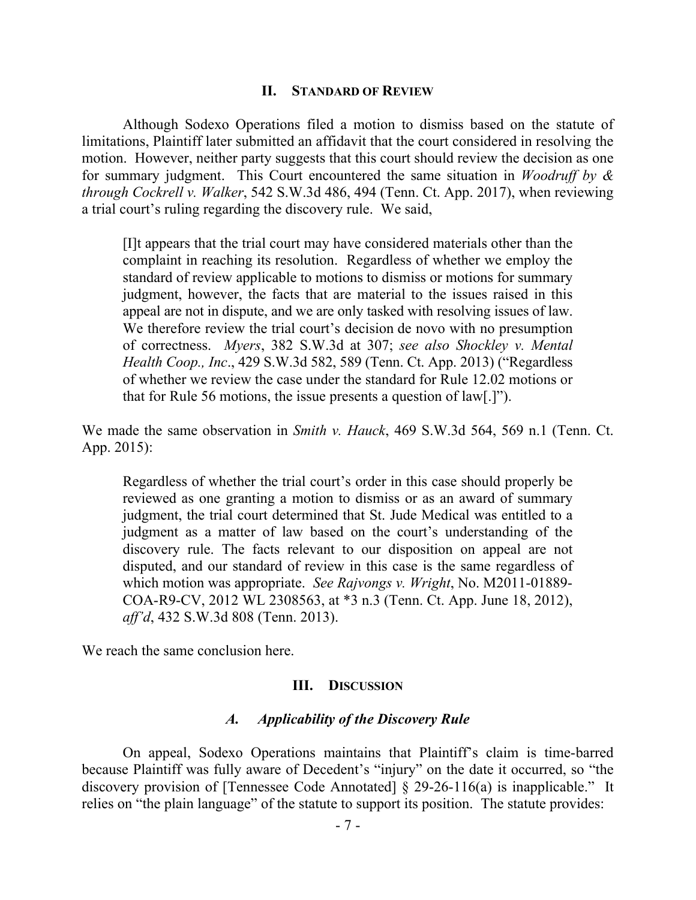## II. STANDARD OF REVIEW

Although Sodexo Operations filed a motion to dismiss based on the statute of limitations, Plaintiff later submitted an affidavit that the court considered in resolving the motion. However, neither party suggests that this court should review the decision as one for summary judgment. This Court encountered the same situation in *Woodruff by & through Cockrell v. Walker*, 542 S.W.3d 486, 494 (Tenn. Ct. App. 2017), when reviewing a trial court's ruling regarding the discovery rule. We said,

> [I]t appears that the trial court may have considered materials other than the complaint in reaching its resolution. Regardless of whether we employ the standard of review applicable to motions to dismiss or motions for summary judgment, however, the facts that are material to the issues raised in this appeal are not in dispute, and we are only tasked with resolving issues of law. We therefore review the trial court's decision de novo with no presumption of correctness. *Myers*, 382 S.W.3d at 307; *see also Shockley v. Mental Health Coop., Inc*., 429 S.W.3d 582, 589 (Tenn. Ct. App. 2013) ("Regardless of whether we review the case under the standard for Rule 12.02 motions or that for Rule 56 motions, the issue presents a question of law[.]").

We made the same observation in *Smith v. Hauck*, 469 S.W.3d 564, 569 n.1 (Tenn. Ct. App. 2015):

> Regardless of whether the trial court's order in this case should properly be reviewed as one granting a motion to dismiss or as an award of summary judgment, the trial court determined that St. Jude Medical was entitled to a judgment as a matter of law based on the court's understanding of the discovery rule. The facts relevant to our disposition on appeal are not disputed, and our standard of review in this case is the same regardless of which motion was appropriate. *See Rajvongs v. Wright*, No. M2011-01889-COA-R9-CV, 2012 WL 2308563, at *3 n.3 (Tenn. Ct. App. June 18, 2012), *aff'd*, 432 S.W.3d 808 (Tenn. 2013).

We reach the same conclusion here.

## III. DISCUSSION

### *A. Applicability of the Discovery Rule*

On appeal, Sodexo Operations maintains that Plaintiff's claim is time-barred because Plaintiff was fully aware of Decedent's "injury" on the date it occurred, so "the discovery provision of [Tennessee Code Annotated] § 29-26-116(a) is inapplicable." It relies on "the plain language" of the statute to support its position. The statute provides: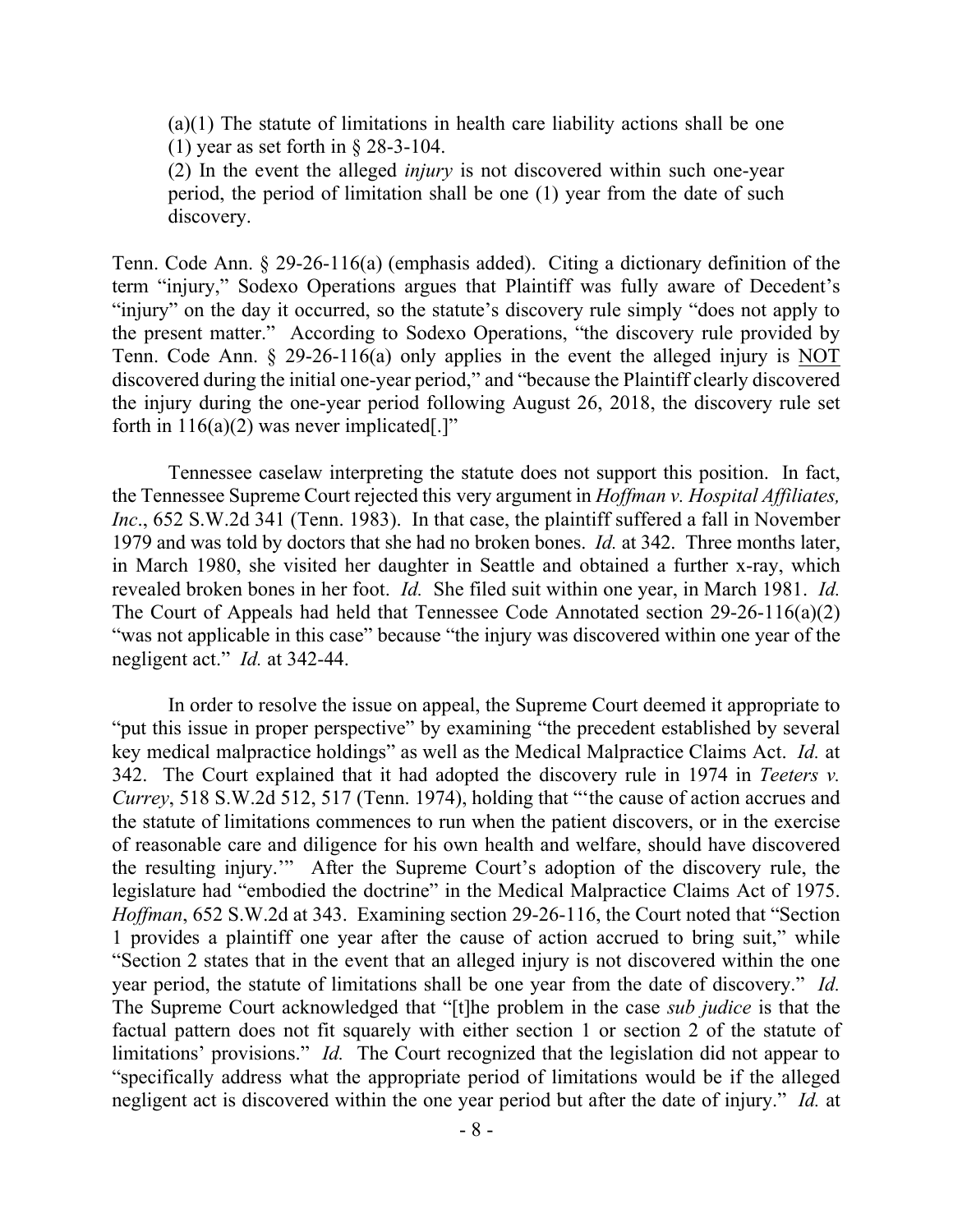> (a)(1) The statute of limitations in health care liability actions shall be one (1) year as set forth in § 28-3-104.
>
> (2) In the event the alleged *injury* is not discovered within such one-year period, the period of limitation shall be one (1) year from the date of such discovery.

Tenn. Code Ann. § 29-26-116(a) (emphasis added). Citing a dictionary definition of the term "injury," Sodexo Operations argues that Plaintiff was fully aware of Decedent's "injury" on the day it occurred, so the statute's discovery rule simply "does not apply to the present matter." According to Sodexo Operations, "the discovery rule provided by Tenn. Code Ann. § 29-26-116(a) only applies in the event the alleged injury is <u>NOT</u> discovered during the initial one-year period," and "because the Plaintiff clearly discovered the injury during the one-year period following August 26, 2018, the discovery rule set forth in 116(a)(2) was never implicated[.]"

Tennessee caselaw interpreting the statute does not support this position. In fact, the Tennessee Supreme Court rejected this very argument in *Hoffman v. Hospital Affiliates, Inc*., 652 S.W.2d 341 (Tenn. 1983). In that case, the plaintiff suffered a fall in November 1979 and was told by doctors that she had no broken bones. *Id.* at 342. Three months later, in March 1980, she visited her daughter in Seattle and obtained a further x-ray, which revealed broken bones in her foot. *Id.* She filed suit within one year, in March 1981. *Id.* The Court of Appeals had held that Tennessee Code Annotated section 29-26-116(a)(2) "was not applicable in this case" because "the injury was discovered within one year of the negligent act." *Id.* at 342-44.

In order to resolve the issue on appeal, the Supreme Court deemed it appropriate to "put this issue in proper perspective" by examining "the precedent established by several key medical malpractice holdings" as well as the Medical Malpractice Claims Act. *Id.* at 342. The Court explained that it had adopted the discovery rule in 1974 in *Teeters v. Currey*, 518 S.W.2d 512, 517 (Tenn. 1974), holding that "'the cause of action accrues and the statute of limitations commences to run when the patient discovers, or in the exercise of reasonable care and diligence for his own health and welfare, should have discovered the resulting injury.'" After the Supreme Court's adoption of the discovery rule, the legislature had "embodied the doctrine" in the Medical Malpractice Claims Act of 1975. *Hoffman*, 652 S.W.2d at 343. Examining section 29-26-116, the Court noted that "Section 1 provides a plaintiff one year after the cause of action accrued to bring suit," while "Section 2 states that in the event that an alleged injury is not discovered within the one year period, the statute of limitations shall be one year from the date of discovery." *Id.* The Supreme Court acknowledged that "[t]he problem in the case *sub judice* is that the factual pattern does not fit squarely with either section 1 or section 2 of the statute of limitations' provisions." *Id.* The Court recognized that the legislation did not appear to "specifically address what the appropriate period of limitations would be if the alleged negligent act is discovered within the one year period but after the date of injury." *Id.* at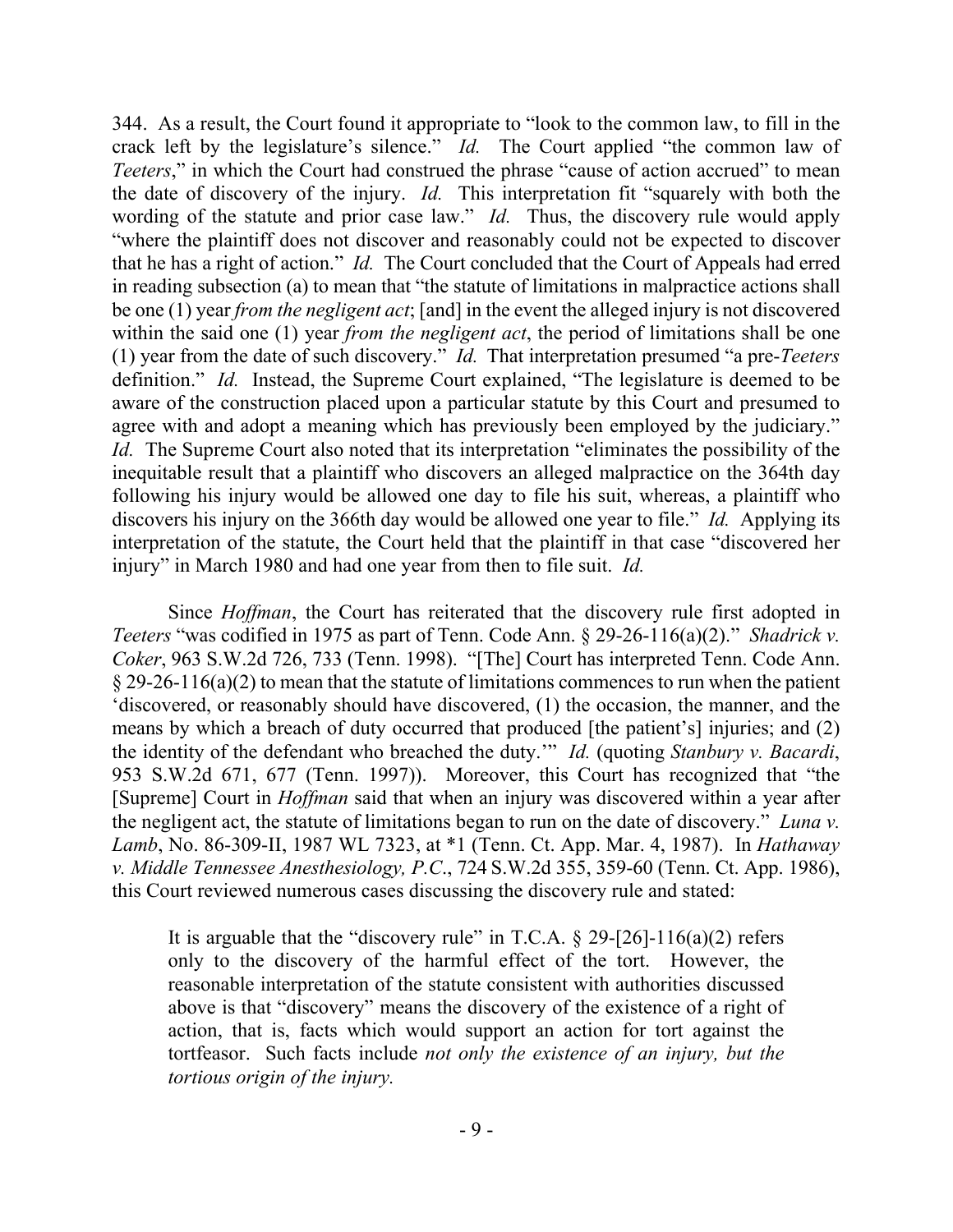344. As a result, the Court found it appropriate to "look to the common law, to fill in the crack left by the legislature's silence." *Id.* The Court applied "the common law of *Teeters*," in which the Court had construed the phrase "cause of action accrued" to mean the date of discovery of the injury. *Id.* This interpretation fit "squarely with both the wording of the statute and prior case law." *Id.* Thus, the discovery rule would apply "where the plaintiff does not discover and reasonably could not be expected to discover that he has a right of action." *Id.* The Court concluded that the Court of Appeals had erred in reading subsection (a) to mean that "the statute of limitations in malpractice actions shall be one (1) year *from the negligent act*; [and] in the event the alleged injury is not discovered within the said one (1) year *from the negligent act*, the period of limitations shall be one (1) year from the date of such discovery." *Id.* That interpretation presumed "a pre-*Teeters* definition." *Id.* Instead, the Supreme Court explained, "The legislature is deemed to be aware of the construction placed upon a particular statute by this Court and presumed to agree with and adopt a meaning which has previously been employed by the judiciary." *Id.* The Supreme Court also noted that its interpretation "eliminates the possibility of the inequitable result that a plaintiff who discovers an alleged malpractice on the 364th day following his injury would be allowed one day to file his suit, whereas, a plaintiff who discovers his injury on the 366th day would be allowed one year to file." *Id.* Applying its interpretation of the statute, the Court held that the plaintiff in that case "discovered her injury" in March 1980 and had one year from then to file suit. *Id.*

Since *Hoffman*, the Court has reiterated that the discovery rule first adopted in *Teeters* "was codified in 1975 as part of Tenn. Code Ann. § 29-26-116(a)(2)." *Shadrick v. Coker*, 963 S.W.2d 726, 733 (Tenn. 1998). "[The] Court has interpreted Tenn. Code Ann. § 29-26-116(a)(2) to mean that the statute of limitations commences to run when the patient 'discovered, or reasonably should have discovered, (1) the occasion, the manner, and the means by which a breach of duty occurred that produced [the patient's] injuries; and (2) the identity of the defendant who breached the duty.'" *Id.* (quoting *Stanbury v. Bacardi*, 953 S.W.2d 671, 677 (Tenn. 1997)). Moreover, this Court has recognized that "the [Supreme] Court in *Hoffman* said that when an injury was discovered within a year after the negligent act, the statute of limitations began to run on the date of discovery." *Luna v. Lamb*, No. 86-309-II, 1987 WL 7323, at *1 (Tenn. Ct. App. Mar. 4, 1987). In *Hathaway v. Middle Tennessee Anesthesiology, P.C.*, 724 S.W.2d 355, 359-60 (Tenn. Ct. App. 1986), this Court reviewed numerous cases discussing the discovery rule and stated:

> It is arguable that the "discovery rule" in T.C.A. § 29-[26]-116(a)(2) refers only to the discovery of the harmful effect of the tort. However, the reasonable interpretation of the statute consistent with authorities discussed above is that "discovery" means the discovery of the existence of a right of action, that is, facts which would support an action for tort against the tortfeasor. Such facts include *not only the existence of an injury, but the tortious origin of the injury.*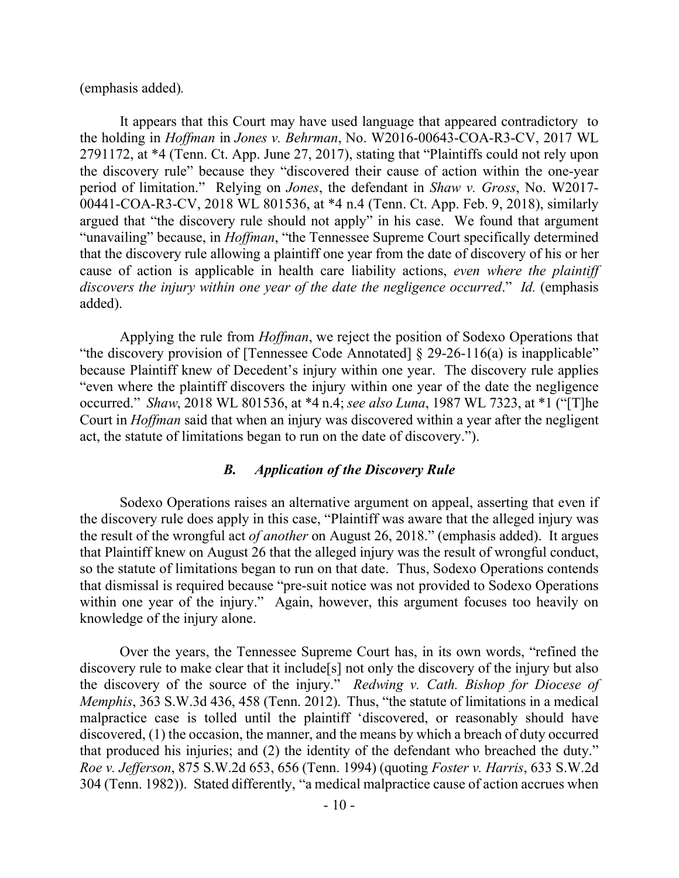(emphasis added).

It appears that this Court may have used language that appeared contradictory to the holding in *Hoffman* in *Jones v. Behrman*, No. W2016-00643-COA-R3-CV, 2017 WL 2791172, at *4 (Tenn. Ct. App. June 27, 2017), stating that "Plaintiffs could not rely upon the discovery rule" because they "discovered their cause of action within the one-year period of limitation." Relying on *Jones*, the defendant in *Shaw v. Gross*, No. W2017-00441-COA-R3-CV, 2018 WL 801536, at *4 n.4 (Tenn. Ct. App. Feb. 9, 2018), similarly argued that "the discovery rule should not apply" in his case. We found that argument "unavailing" because, in *Hoffman*, "the Tennessee Supreme Court specifically determined that the discovery rule allowing a plaintiff one year from the date of discovery of his or her cause of action is applicable in health care liability actions, *even where the plaintiff discovers the injury within one year of the date the negligence occurred*." *Id.* (emphasis added).

Applying the rule from *Hoffman*, we reject the position of Sodexo Operations that "the discovery provision of [Tennessee Code Annotated] § 29-26-116(a) is inapplicable" because Plaintiff knew of Decedent's injury within one year. The discovery rule applies "even where the plaintiff discovers the injury within one year of the date the negligence occurred." *Shaw*, 2018 WL 801536, at *4 n.4; *see also Luna*, 1987 WL 7323, at *1 ("[T]he Court in *Hoffman* said that when an injury was discovered within a year after the negligent act, the statute of limitations began to run on the date of discovery.").

### *B. Application of the Discovery Rule*

Sodexo Operations raises an alternative argument on appeal, asserting that even if the discovery rule does apply in this case, "Plaintiff was aware that the alleged injury was the result of the wrongful act *of another* on August 26, 2018." (emphasis added). It argues that Plaintiff knew on August 26 that the alleged injury was the result of wrongful conduct, so the statute of limitations began to run on that date. Thus, Sodexo Operations contends that dismissal is required because "pre-suit notice was not provided to Sodexo Operations within one year of the injury." Again, however, this argument focuses too heavily on knowledge of the injury alone.

Over the years, the Tennessee Supreme Court has, in its own words, "refined the discovery rule to make clear that it include[s] not only the discovery of the injury but also the discovery of the source of the injury." *Redwing v. Cath. Bishop for Diocese of Memphis*, 363 S.W.3d 436, 458 (Tenn. 2012). Thus, "the statute of limitations in a medical malpractice case is tolled until the plaintiff 'discovered, or reasonably should have discovered, (1) the occasion, the manner, and the means by which a breach of duty occurred that produced his injuries; and (2) the identity of the defendant who breached the duty." *Roe v. Jefferson*, 875 S.W.2d 653, 656 (Tenn. 1994) (quoting *Foster v. Harris*, 633 S.W.2d 304 (Tenn. 1982)). Stated differently, "a medical malpractice cause of action accrues when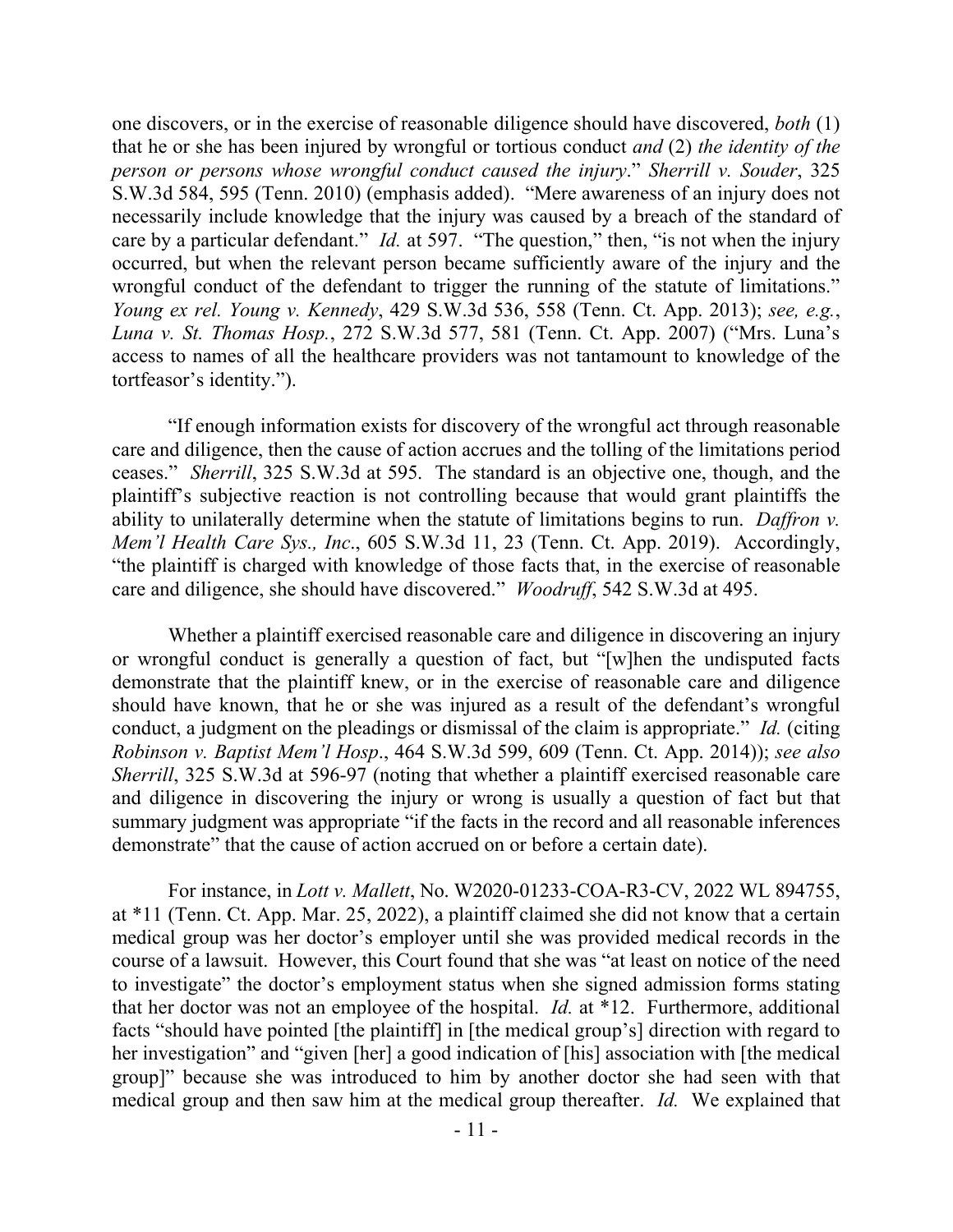one discovers, or in the exercise of reasonable diligence should have discovered, *both* (1) that he or she has been injured by wrongful or tortious conduct *and* (2) *the identity of the person or persons whose wrongful conduct caused the injury*." *Sherrill v. Souder*, 325 S.W.3d 584, 595 (Tenn. 2010) (emphasis added). "Mere awareness of an injury does not necessarily include knowledge that the injury was caused by a breach of the standard of care by a particular defendant." *Id.* at 597. "The question," then, "is not when the injury occurred, but when the relevant person became sufficiently aware of the injury and the wrongful conduct of the defendant to trigger the running of the statute of limitations." *Young ex rel. Young v. Kennedy*, 429 S.W.3d 536, 558 (Tenn. Ct. App. 2013); *see, e.g.*, *Luna v. St. Thomas Hosp.*, 272 S.W.3d 577, 581 (Tenn. Ct. App. 2007) ("Mrs. Luna's access to names of all the healthcare providers was not tantamount to knowledge of the tortfeasor's identity.").

"If enough information exists for discovery of the wrongful act through reasonable care and diligence, then the cause of action accrues and the tolling of the limitations period ceases." *Sherrill*, 325 S.W.3d at 595. The standard is an objective one, though, and the plaintiff's subjective reaction is not controlling because that would grant plaintiffs the ability to unilaterally determine when the statute of limitations begins to run. *Daffron v. Mem'l Health Care Sys., Inc*., 605 S.W.3d 11, 23 (Tenn. Ct. App. 2019). Accordingly, "the plaintiff is charged with knowledge of those facts that, in the exercise of reasonable care and diligence, she should have discovered." *Woodruff*, 542 S.W.3d at 495.

Whether a plaintiff exercised reasonable care and diligence in discovering an injury or wrongful conduct is generally a question of fact, but "[w]hen the undisputed facts demonstrate that the plaintiff knew, or in the exercise of reasonable care and diligence should have known, that he or she was injured as a result of the defendant's wrongful conduct, a judgment on the pleadings or dismissal of the claim is appropriate." *Id.* (citing *Robinson v. Baptist Mem'l Hosp*., 464 S.W.3d 599, 609 (Tenn. Ct. App. 2014)); *see also Sherrill*, 325 S.W.3d at 596-97 (noting that whether a plaintiff exercised reasonable care and diligence in discovering the injury or wrong is usually a question of fact but that summary judgment was appropriate "if the facts in the record and all reasonable inferences demonstrate" that the cause of action accrued on or before a certain date).

For instance, in *Lott v. Mallett*, No. W2020-01233-COA-R3-CV, 2022 WL 894755, at \*11 (Tenn. Ct. App. Mar. 25, 2022), a plaintiff claimed she did not know that a certain medical group was her doctor's employer until she was provided medical records in the course of a lawsuit. However, this Court found that she was "at least on notice of the need to investigate" the doctor's employment status when she signed admission forms stating that her doctor was not an employee of the hospital. *Id.* at \*12. Furthermore, additional facts "should have pointed [the plaintiff] in [the medical group's] direction with regard to her investigation" and "given [her] a good indication of [his] association with [the medical group]" because she was introduced to him by another doctor she had seen with that medical group and then saw him at the medical group thereafter. *Id.* We explained that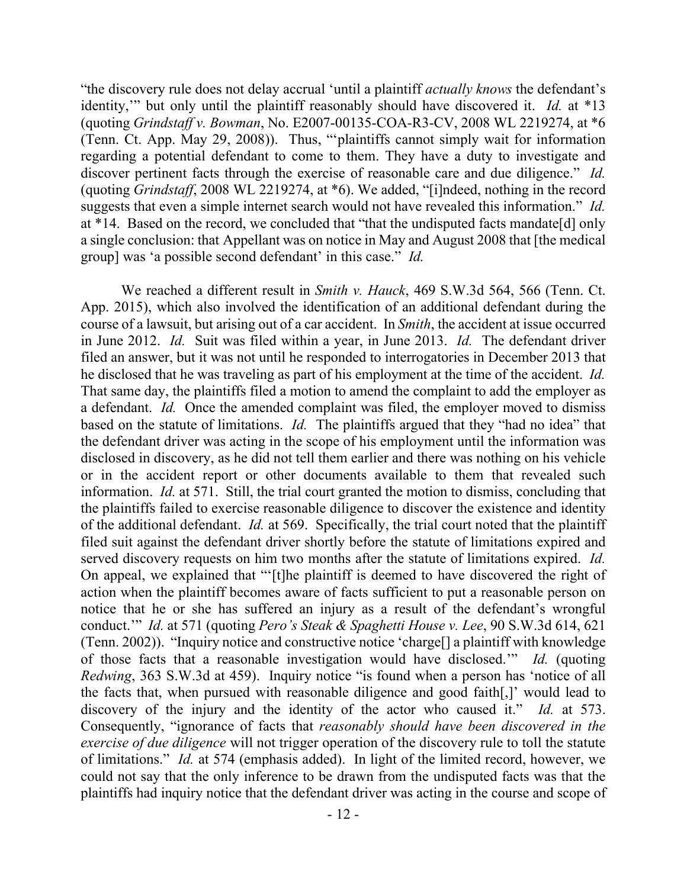"the discovery rule does not delay accrual 'until a plaintiff *actually knows* the defendant's identity,'" but only until the plaintiff reasonably should have discovered it. *Id.* at *13 (quoting *Grindstaff v. Bowman*, No. E2007-00135-COA-R3-CV, 2008 WL 2219274, at *6 (Tenn. Ct. App. May 29, 2008)). Thus, "'plaintiffs cannot simply wait for information regarding a potential defendant to come to them. They have a duty to investigate and discover pertinent facts through the exercise of reasonable care and due diligence." *Id.* (quoting *Grindstaff*, 2008 WL 2219274, at *6). We added, "[i]ndeed, nothing in the record suggests that even a simple internet search would not have revealed this information." *Id.* at *14. Based on the record, we concluded that "that the undisputed facts mandate[d] only a single conclusion: that Appellant was on notice in May and August 2008 that [the medical group] was 'a possible second defendant' in this case." *Id.*

We reached a different result in *Smith v. Hauck*, 469 S.W.3d 564, 566 (Tenn. Ct. App. 2015), which also involved the identification of an additional defendant during the course of a lawsuit, but arising out of a car accident. In *Smith*, the accident at issue occurred in June 2012. *Id.* Suit was filed within a year, in June 2013. *Id.* The defendant driver filed an answer, but it was not until he responded to interrogatories in December 2013 that he disclosed that he was traveling as part of his employment at the time of the accident. *Id.* That same day, the plaintiffs filed a motion to amend the complaint to add the employer as a defendant. *Id.* Once the amended complaint was filed, the employer moved to dismiss based on the statute of limitations. *Id.* The plaintiffs argued that they "had no idea" that the defendant driver was acting in the scope of his employment until the information was disclosed in discovery, as he did not tell them earlier and there was nothing on his vehicle or in the accident report or other documents available to them that revealed such information. *Id.* at 571. Still, the trial court granted the motion to dismiss, concluding that the plaintiffs failed to exercise reasonable diligence to discover the existence and identity of the additional defendant. *Id.* at 569. Specifically, the trial court noted that the plaintiff filed suit against the defendant driver shortly before the statute of limitations expired and served discovery requests on him two months after the statute of limitations expired. *Id.* On appeal, we explained that "'[t]he plaintiff is deemed to have discovered the right of action when the plaintiff becomes aware of facts sufficient to put a reasonable person on notice that he or she has suffered an injury as a result of the defendant's wrongful conduct.'" *Id.* at 571 (quoting *Pero's Steak & Spaghetti House v. Lee*, 90 S.W.3d 614, 621 (Tenn. 2002)). "Inquiry notice and constructive notice 'charge[] a plaintiff with knowledge of those facts that a reasonable investigation would have disclosed.'" *Id.* (quoting *Redwing*, 363 S.W.3d at 459). Inquiry notice "is found when a person has 'notice of all the facts that, when pursued with reasonable diligence and good faith[,]' would lead to discovery of the injury and the identity of the actor who caused it." *Id.* at 573. Consequently, "ignorance of facts that *reasonably should have been discovered in the exercise of due diligence* will not trigger operation of the discovery rule to toll the statute of limitations." *Id.* at 574 (emphasis added). In light of the limited record, however, we could not say that the only inference to be drawn from the undisputed facts was that the plaintiffs had inquiry notice that the defendant driver was acting in the course and scope of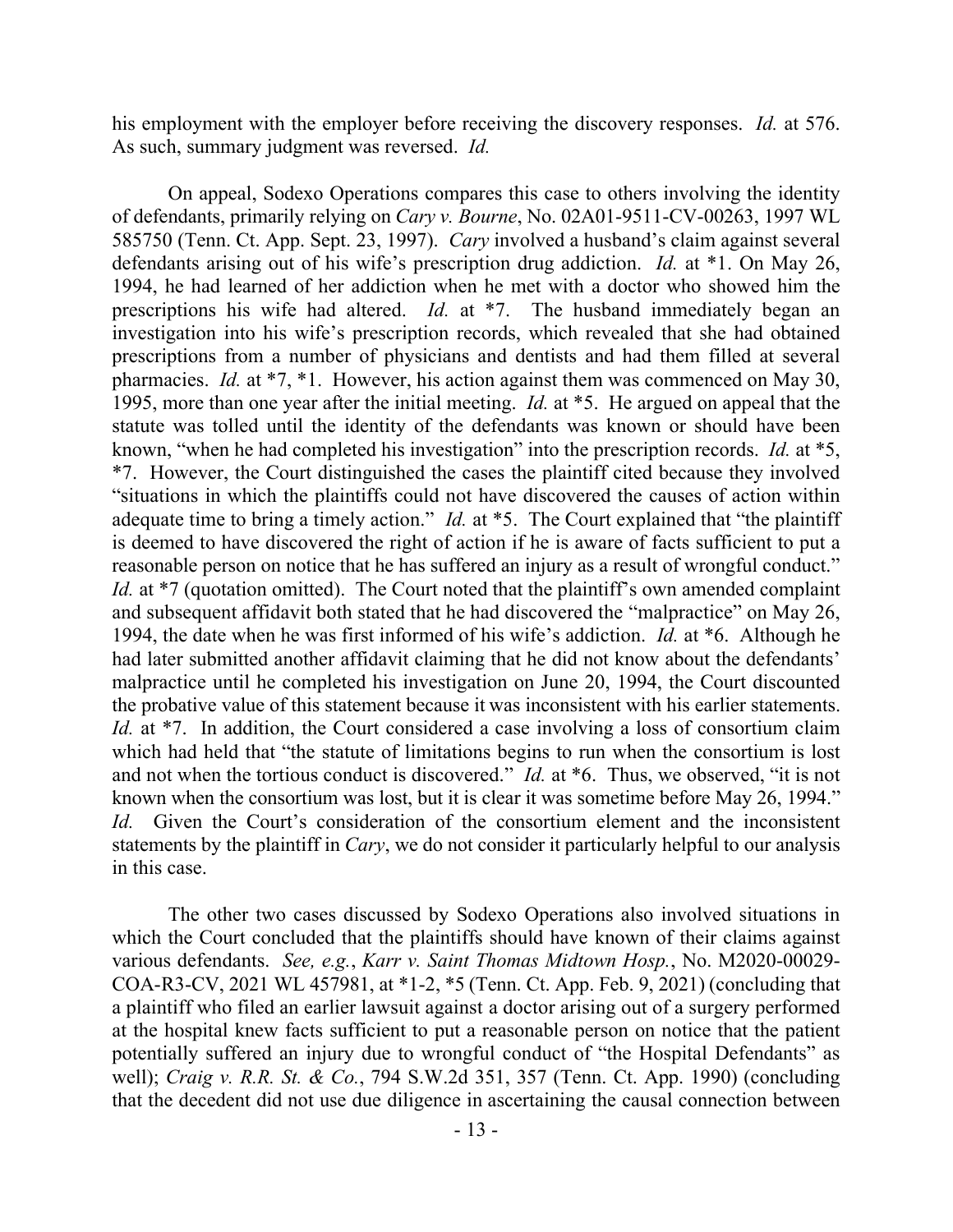his employment with the employer before receiving the discovery responses. *Id.* at 576. As such, summary judgment was reversed. *Id.*

On appeal, Sodexo Operations compares this case to others involving the identity of defendants, primarily relying on *Cary v. Bourne*, No. 02A01-9511-CV-00263, 1997 WL 585750 (Tenn. Ct. App. Sept. 23, 1997). *Cary* involved a husband's claim against several defendants arising out of his wife's prescription drug addiction. *Id.* at *1. On May 26, 1994, he had learned of her addiction when he met with a doctor who showed him the prescriptions his wife had altered. *Id.* at *7. The husband immediately began an investigation into his wife's prescription records, which revealed that she had obtained prescriptions from a number of physicians and dentists and had them filled at several pharmacies. *Id.* at *7, *1. However, his action against them was commenced on May 30, 1995, more than one year after the initial meeting. *Id.* at *5. He argued on appeal that the statute was tolled until the identity of the defendants was known or should have been known, "when he had completed his investigation" into the prescription records. *Id.* at *5, *7. However, the Court distinguished the cases the plaintiff cited because they involved "situations in which the plaintiffs could not have discovered the causes of action within adequate time to bring a timely action." *Id.* at *5. The Court explained that "the plaintiff is deemed to have discovered the right of action if he is aware of facts sufficient to put a reasonable person on notice that he has suffered an injury as a result of wrongful conduct." *Id.* at *7 (quotation omitted). The Court noted that the plaintiff's own amended complaint and subsequent affidavit both stated that he had discovered the "malpractice" on May 26, 1994, the date when he was first informed of his wife's addiction. *Id.* at *6. Although he had later submitted another affidavit claiming that he did not know about the defendants' malpractice until he completed his investigation on June 20, 1994, the Court discounted the probative value of this statement because it was inconsistent with his earlier statements. *Id.* at *7. In addition, the Court considered a case involving a loss of consortium claim which had held that "the statute of limitations begins to run when the consortium is lost and not when the tortious conduct is discovered." *Id.* at *6. Thus, we observed, "it is not known when the consortium was lost, but it is clear it was sometime before May 26, 1994." *Id.* Given the Court's consideration of the consortium element and the inconsistent statements by the plaintiff in *Cary*, we do not consider it particularly helpful to our analysis in this case.

The other two cases discussed by Sodexo Operations also involved situations in which the Court concluded that the plaintiffs should have known of their claims against various defendants. *See, e.g.*, *Karr v. Saint Thomas Midtown Hosp.*, No. M2020-00029-COA-R3-CV, 2021 WL 457981, at *1-2, *5 (Tenn. Ct. App. Feb. 9, 2021) (concluding that a plaintiff who filed an earlier lawsuit against a doctor arising out of a surgery performed at the hospital knew facts sufficient to put a reasonable person on notice that the patient potentially suffered an injury due to wrongful conduct of "the Hospital Defendants" as well); *Craig v. R.R. St. & Co.*, 794 S.W.2d 351, 357 (Tenn. Ct. App. 1990) (concluding that the decedent did not use due diligence in ascertaining the causal connection between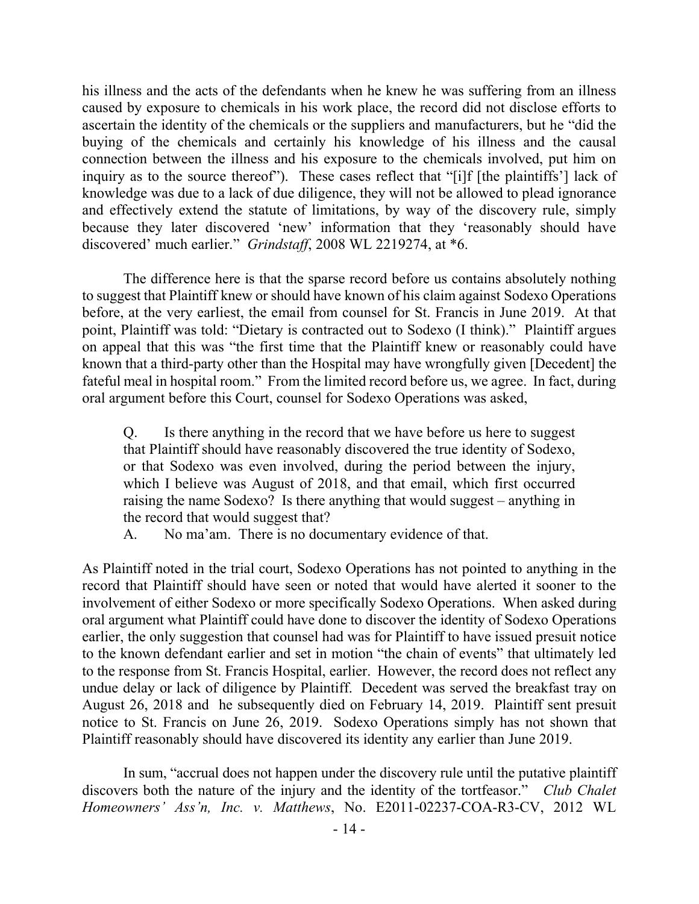his illness and the acts of the defendants when he knew he was suffering from an illness caused by exposure to chemicals in his work place, the record did not disclose efforts to ascertain the identity of the chemicals or the suppliers and manufacturers, but he "did the buying of the chemicals and certainly his knowledge of his illness and the causal connection between the illness and his exposure to the chemicals involved, put him on inquiry as to the source thereof"). These cases reflect that "[i]f [the plaintiffs'] lack of knowledge was due to a lack of due diligence, they will not be allowed to plead ignorance and effectively extend the statute of limitations, by way of the discovery rule, simply because they later discovered 'new' information that they 'reasonably should have discovered' much earlier." *Grindstaff*, 2008 WL 2219274, at *6.

The difference here is that the sparse record before us contains absolutely nothing to suggest that Plaintiff knew or should have known of his claim against Sodexo Operations before, at the very earliest, the email from counsel for St. Francis in June 2019. At that point, Plaintiff was told: "Dietary is contracted out to Sodexo (I think)." Plaintiff argues on appeal that this was "the first time that the Plaintiff knew or reasonably could have known that a third-party other than the Hospital may have wrongfully given [Decedent] the fateful meal in hospital room." From the limited record before us, we agree. In fact, during oral argument before this Court, counsel for Sodexo Operations was asked,

> Q. Is there anything in the record that we have before us here to suggest that Plaintiff should have reasonably discovered the true identity of Sodexo, or that Sodexo was even involved, during the period between the injury, which I believe was August of 2018, and that email, which first occurred raising the name Sodexo? Is there anything that would suggest – anything in the record that would suggest that?
>
> A. No ma'am. There is no documentary evidence of that.

As Plaintiff noted in the trial court, Sodexo Operations has not pointed to anything in the record that Plaintiff should have seen or noted that would have alerted it sooner to the involvement of either Sodexo or more specifically Sodexo Operations. When asked during oral argument what Plaintiff could have done to discover the identity of Sodexo Operations earlier, the only suggestion that counsel had was for Plaintiff to have issued presuit notice to the known defendant earlier and set in motion "the chain of events" that ultimately led to the response from St. Francis Hospital, earlier. However, the record does not reflect any undue delay or lack of diligence by Plaintiff. Decedent was served the breakfast tray on August 26, 2018 and he subsequently died on February 14, 2019. Plaintiff sent presuit notice to St. Francis on June 26, 2019. Sodexo Operations simply has not shown that Plaintiff reasonably should have discovered its identity any earlier than June 2019.

In sum, "accrual does not happen under the discovery rule until the putative plaintiff discovers both the nature of the injury and the identity of the tortfeasor." *Club Chalet Homeowners' Ass'n, Inc. v. Matthews*, No. E2011-02237-COA-R3-CV, 2012 WL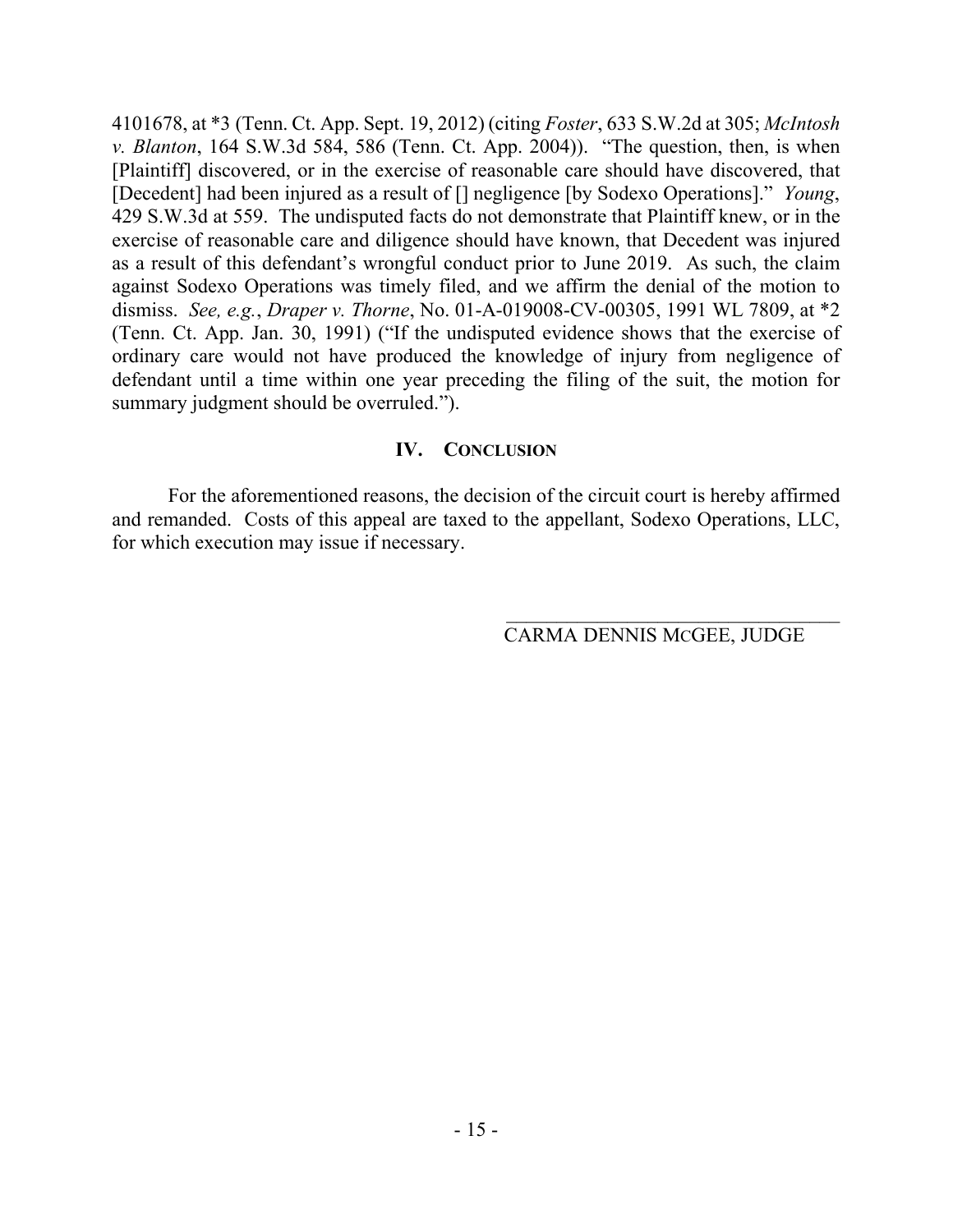4101678, at *3 (Tenn. Ct. App. Sept. 19, 2012) (citing *Foster*, 633 S.W.2d at 305; *McIntosh v. Blanton*, 164 S.W.3d 584, 586 (Tenn. Ct. App. 2004)). "The question, then, is when [Plaintiff] discovered, or in the exercise of reasonable care should have discovered, that [Decedent] had been injured as a result of [] negligence [by Sodexo Operations]." *Young*, 429 S.W.3d at 559. The undisputed facts do not demonstrate that Plaintiff knew, or in the exercise of reasonable care and diligence should have known, that Decedent was injured as a result of this defendant's wrongful conduct prior to June 2019. As such, the claim against Sodexo Operations was timely filed, and we affirm the denial of the motion to dismiss. *See, e.g.*, *Draper v. Thorne*, No. 01-A-019008-CV-00305, 1991 WL 7809, at *2 (Tenn. Ct. App. Jan. 30, 1991) ("If the undisputed evidence shows that the exercise of ordinary care would not have produced the knowledge of injury from negligence of defendant until a time within one year preceding the filing of the suit, the motion for summary judgment should be overruled.").

## IV. CONCLUSION

For the aforementioned reasons, the decision of the circuit court is hereby affirmed and remanded. Costs of this appeal are taxed to the appellant, Sodexo Operations, LLC, for which execution may issue if necessary.

\_\_\_\_\_\_\_\_\_\_\_\_\_\_\_\_\_\_\_\_\_\_\_\_\_\_\_\_\_\_\_\_\_\_\_\_

CARMA DENNIS MCGEE, JUDGE